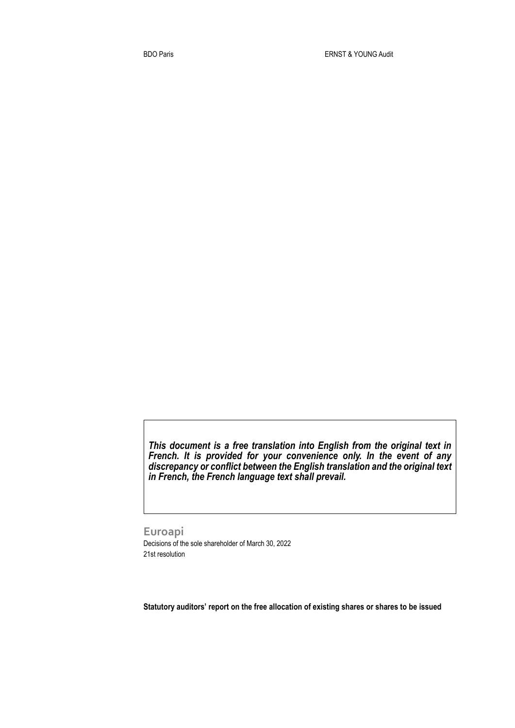BDO Paris ERNST & YOUNG Audit

***This document is a free translation into English from the original text in French. It is provided for your convenience only. In the event of any discrepancy or conflict between the English translation and the original text in French, the French language text shall prevail.***

## Euroapi

Decisions of the sole shareholder of March 30, 2022

21st resolution

**Statutory auditors' report on the free allocation of existing shares or shares to be issued**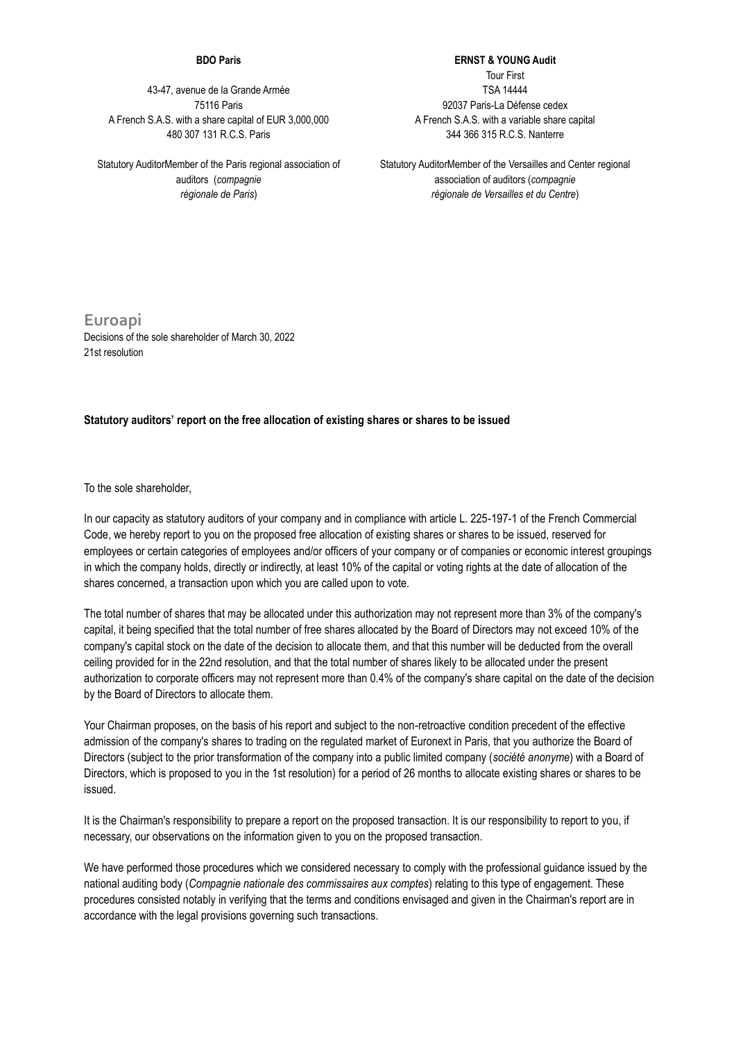**BDO Paris**

43-47, avenue de la Grande Armée
75116 Paris
A French S.A.S. with a share capital of EUR 3,000,000
480 307 131 R.C.S. Paris

Statutory AuditorMember of the Paris regional association of auditors (*compagnie régionale de Paris*)

**ERNST & YOUNG Audit**

Tour First
TSA 14444
92037 Paris-La Défense cedex
A French S.A.S. with a variable share capital
344 366 315 R.C.S. Nanterre

Statutory AuditorMember of the Versailles and Center regional association of auditors (*compagnie régionale de Versailles et du Centre*)

## Euroapi

Decisions of the sole shareholder of March 30, 2022
21st resolution

**Statutory auditors' report on the free allocation of existing shares or shares to be issued**

To the sole shareholder,

In our capacity as statutory auditors of your company and in compliance with article L. 225-197-1 of the French Commercial Code, we hereby report to you on the proposed free allocation of existing shares or shares to be issued, reserved for employees or certain categories of employees and/or officers of your company or of companies or economic interest groupings in which the company holds, directly or indirectly, at least 10% of the capital or voting rights at the date of allocation of the shares concerned, a transaction upon which you are called upon to vote.

The total number of shares that may be allocated under this authorization may not represent more than 3% of the company's capital, it being specified that the total number of free shares allocated by the Board of Directors may not exceed 10% of the company's capital stock on the date of the decision to allocate them, and that this number will be deducted from the overall ceiling provided for in the 22nd resolution, and that the total number of shares likely to be allocated under the present authorization to corporate officers may not represent more than 0.4% of the company's share capital on the date of the decision by the Board of Directors to allocate them.

Your Chairman proposes, on the basis of his report and subject to the non-retroactive condition precedent of the effective admission of the company's shares to trading on the regulated market of Euronext in Paris, that you authorize the Board of Directors (subject to the prior transformation of the company into a public limited company (*société anonyme*) with a Board of Directors, which is proposed to you in the 1st resolution) for a period of 26 months to allocate existing shares or shares to be issued.

It is the Chairman's responsibility to prepare a report on the proposed transaction. It is our responsibility to report to you, if necessary, our observations on the information given to you on the proposed transaction.

We have performed those procedures which we considered necessary to comply with the professional guidance issued by the national auditing body (*Compagnie nationale des commissaires aux comptes*) relating to this type of engagement. These procedures consisted notably in verifying that the terms and conditions envisaged and given in the Chairman's report are in accordance with the legal provisions governing such transactions.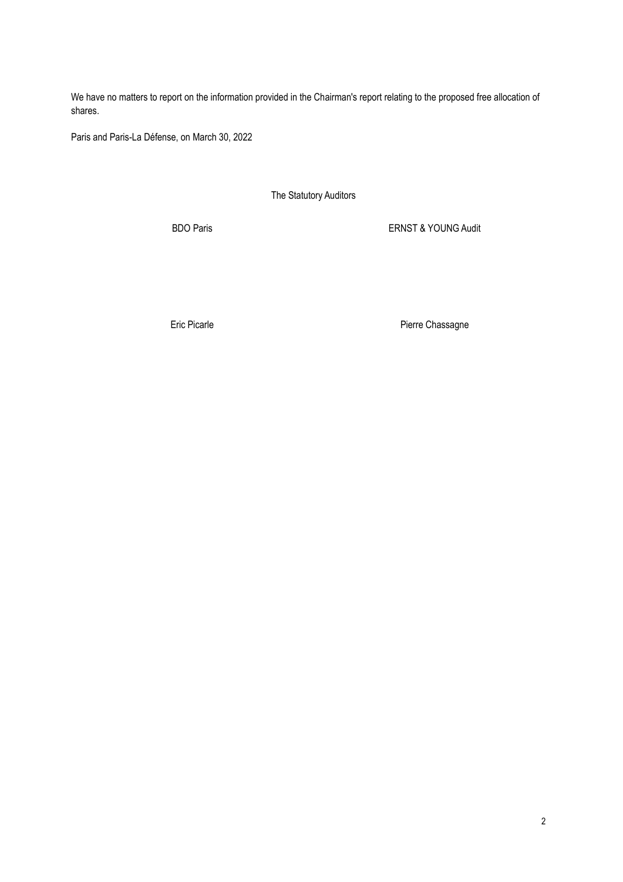We have no matters to report on the information provided in the Chairman's report relating to the proposed free allocation of shares.

Paris and Paris-La Défense, on March 30, 2022

The Statutory Auditors

| | |
|---|---|
| BDO Paris | ERNST & YOUNG Audit |
| Eric Picarle | Pierre Chassagne |